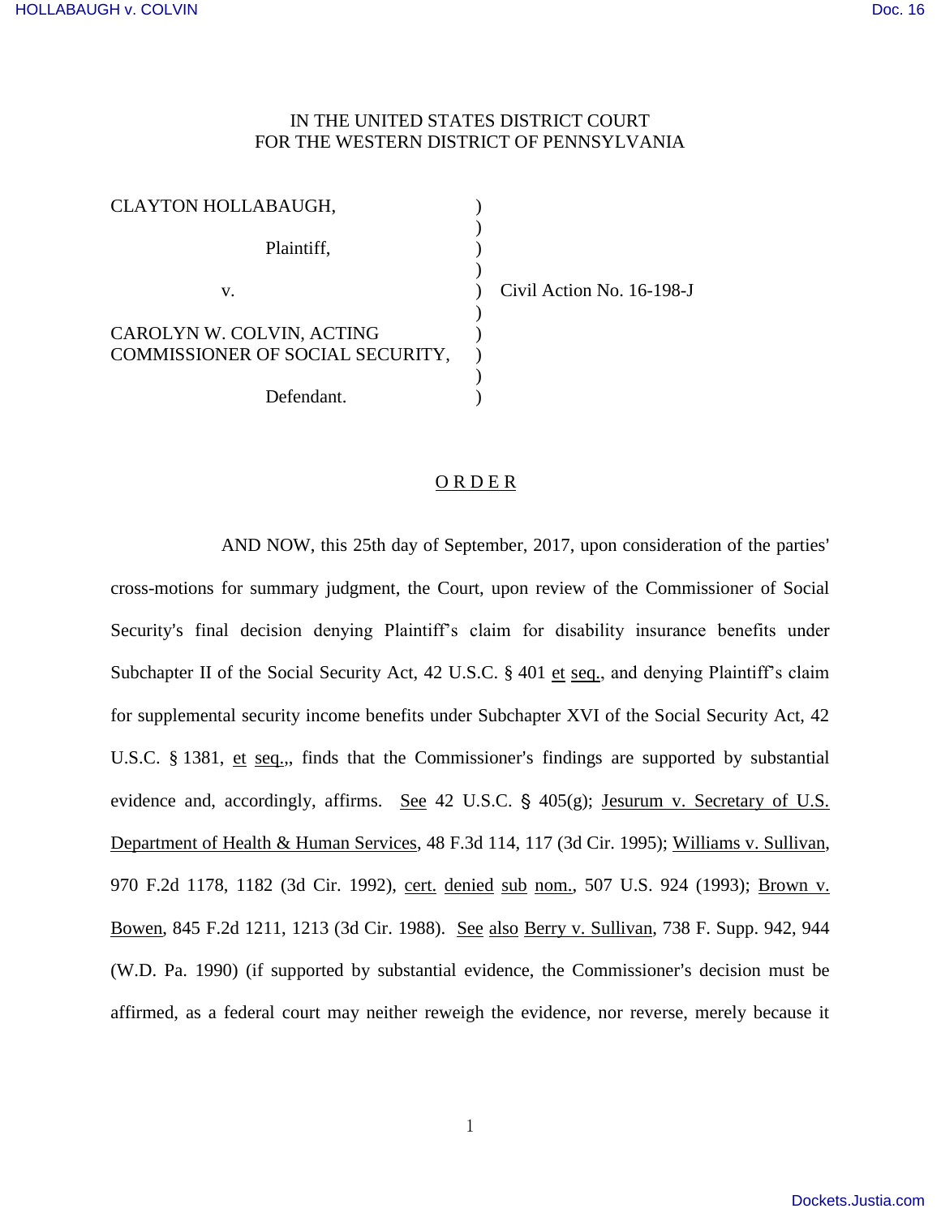IN THE UNITED STATES DISTRICT COURT
FOR THE WESTERN DISTRICT OF PENNSYLVANIA

| | | |
|---|---|---|
| CLAYTON HOLLABAUGH, | ) | |
| Plaintiff, | ) | |
| v. | ) | Civil Action No. 16-198-J |
| CAROLYN W. COLVIN, ACTING COMMISSIONER OF SOCIAL SECURITY, | ) | |
| Defendant. | ) | |

## O R D E R

AND NOW, this 25th day of September, 2017, upon consideration of the parties' cross-motions for summary judgment, the Court, upon review of the Commissioner of Social Security's final decision denying Plaintiff's claim for disability insurance benefits under Subchapter II of the Social Security Act, 42 U.S.C. § 401 et seq., and denying Plaintiff's claim for supplemental security income benefits under Subchapter XVI of the Social Security Act, 42 U.S.C. § 1381, et seq.,, finds that the Commissioner's findings are supported by substantial evidence and, accordingly, affirms. See 42 U.S.C. § 405(g); Jesurum v. Secretary of U.S. Department of Health & Human Services, 48 F.3d 114, 117 (3d Cir. 1995); Williams v. Sullivan, 970 F.2d 1178, 1182 (3d Cir. 1992), cert. denied sub nom., 507 U.S. 924 (1993); Brown v. Bowen, 845 F.2d 1211, 1213 (3d Cir. 1988). See also Berry v. Sullivan, 738 F. Supp. 942, 944 (W.D. Pa. 1990) (if supported by substantial evidence, the Commissioner's decision must be affirmed, as a federal court may neither reweigh the evidence, nor reverse, merely because it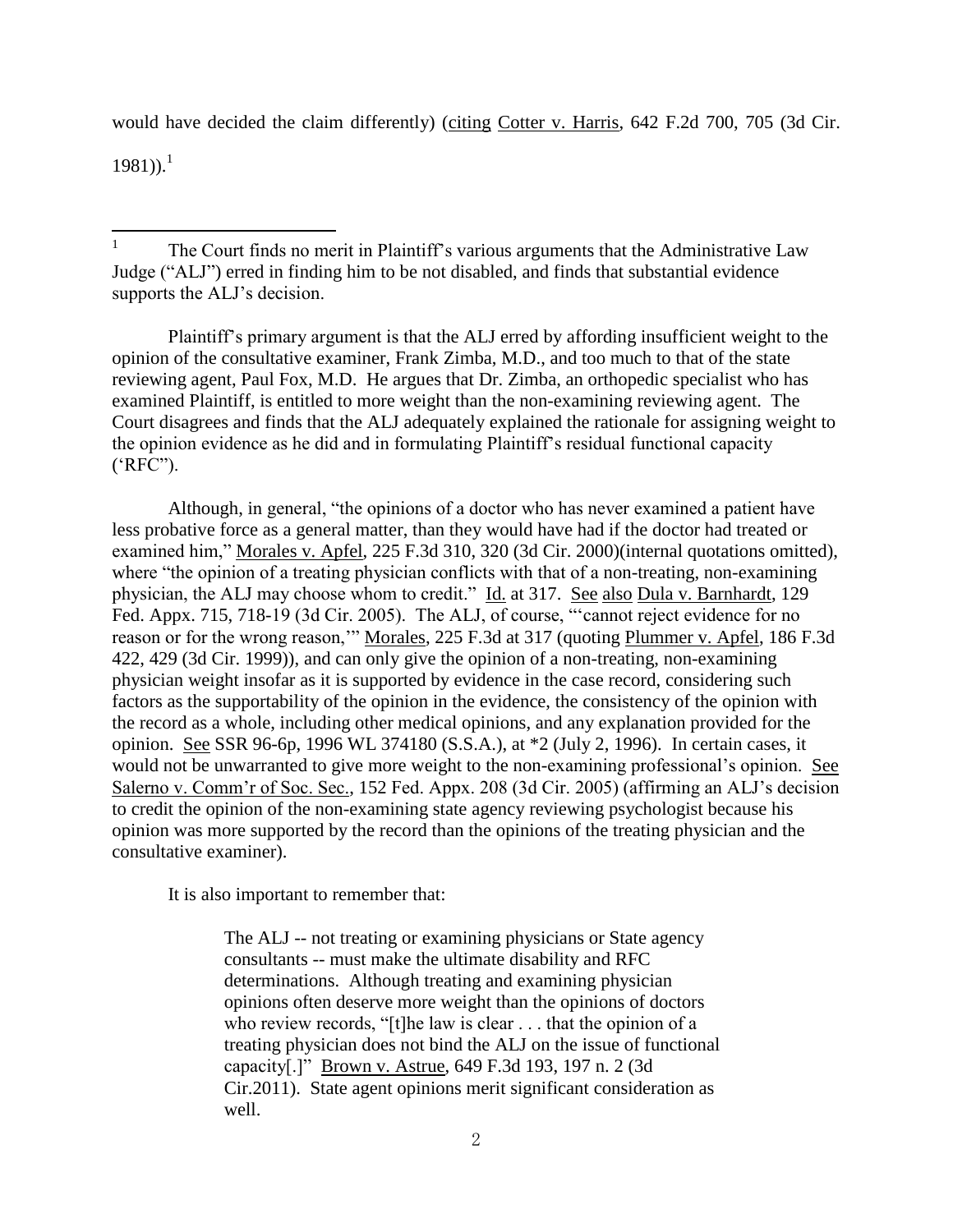would have decided the claim differently) (citing Cotter v. Harris, 642 F.2d 700, 705 (3d Cir. 1981)).[1]

---

[1] The Court finds no merit in Plaintiff's various arguments that the Administrative Law Judge ("ALJ") erred in finding him to be not disabled, and finds that substantial evidence supports the ALJ's decision.

Plaintiff's primary argument is that the ALJ erred by affording insufficient weight to the opinion of the consultative examiner, Frank Zimba, M.D., and too much to that of the state reviewing agent, Paul Fox, M.D. He argues that Dr. Zimba, an orthopedic specialist who has examined Plaintiff, is entitled to more weight than the non-examining reviewing agent. The Court disagrees and finds that the ALJ adequately explained the rationale for assigning weight to the opinion evidence as he did and in formulating Plaintiff's residual functional capacity ('RFC").

Although, in general, "the opinions of a doctor who has never examined a patient have less probative force as a general matter, than they would have had if the doctor had treated or examined him," Morales v. Apfel, 225 F.3d 310, 320 (3d Cir. 2000)(internal quotations omitted), where "the opinion of a treating physician conflicts with that of a non-treating, non-examining physician, the ALJ may choose whom to credit." Id. at 317. See also Dula v. Barnhardt, 129 Fed. Appx. 715, 718-19 (3d Cir. 2005). The ALJ, of course, "'cannot reject evidence for no reason or for the wrong reason,'" Morales, 225 F.3d at 317 (quoting Plummer v. Apfel, 186 F.3d 422, 429 (3d Cir. 1999)), and can only give the opinion of a non-treating, non-examining physician weight insofar as it is supported by evidence in the case record, considering such factors as the supportability of the opinion in the evidence, the consistency of the opinion with the record as a whole, including other medical opinions, and any explanation provided for the opinion. See SSR 96-6p, 1996 WL 374180 (S.S.A.), at *2 (July 2, 1996). In certain cases, it would not be unwarranted to give more weight to the non-examining professional's opinion. See Salerno v. Comm'r of Soc. Sec., 152 Fed. Appx. 208 (3d Cir. 2005) (affirming an ALJ's decision to credit the opinion of the non-examining state agency reviewing psychologist because his opinion was more supported by the record than the opinions of the treating physician and the consultative examiner).

It is also important to remember that:

> The ALJ -- not treating or examining physicians or State agency consultants -- must make the ultimate disability and RFC determinations. Although treating and examining physician opinions often deserve more weight than the opinions of doctors who review records, "[t]he law is clear . . . that the opinion of a treating physician does not bind the ALJ on the issue of functional capacity[.]" Brown v. Astrue, 649 F.3d 193, 197 n. 2 (3d Cir.2011). State agent opinions merit significant consideration as well.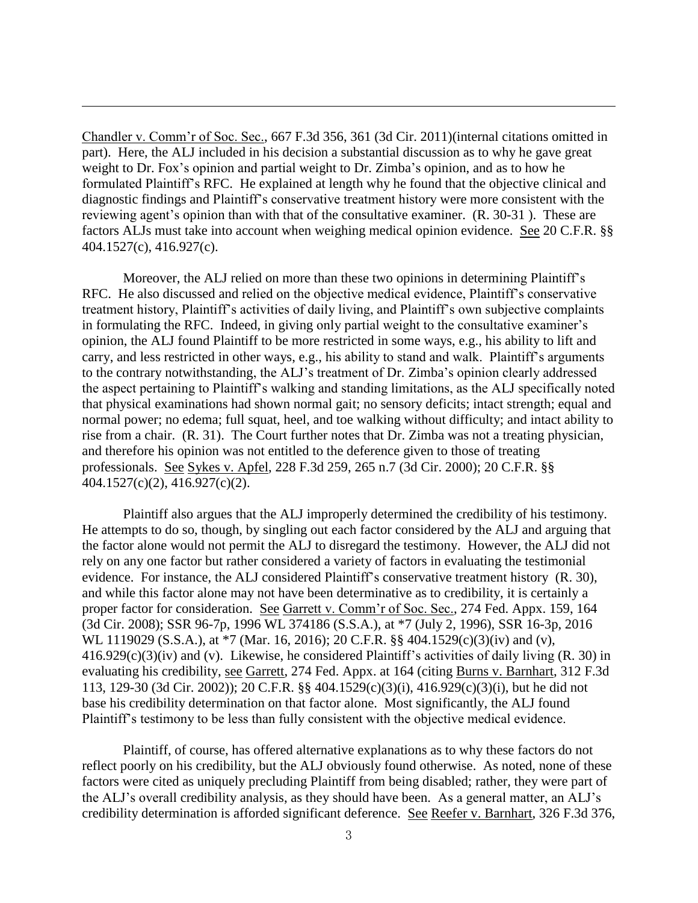Chandler v. Comm'r of Soc. Sec., 667 F.3d 356, 361 (3d Cir. 2011)(internal citations omitted in part). Here, the ALJ included in his decision a substantial discussion as to why he gave great weight to Dr. Fox's opinion and partial weight to Dr. Zimba's opinion, and as to how he formulated Plaintiff's RFC. He explained at length why he found that the objective clinical and diagnostic findings and Plaintiff's conservative treatment history were more consistent with the reviewing agent's opinion than with that of the consultative examiner. (R. 30-31 ). These are factors ALJs must take into account when weighing medical opinion evidence. See 20 C.F.R. §§ 404.1527(c), 416.927(c).

Moreover, the ALJ relied on more than these two opinions in determining Plaintiff's RFC. He also discussed and relied on the objective medical evidence, Plaintiff's conservative treatment history, Plaintiff's activities of daily living, and Plaintiff's own subjective complaints in formulating the RFC. Indeed, in giving only partial weight to the consultative examiner's opinion, the ALJ found Plaintiff to be more restricted in some ways, e.g., his ability to lift and carry, and less restricted in other ways, e.g., his ability to stand and walk. Plaintiff's arguments to the contrary notwithstanding, the ALJ's treatment of Dr. Zimba's opinion clearly addressed the aspect pertaining to Plaintiff's walking and standing limitations, as the ALJ specifically noted that physical examinations had shown normal gait; no sensory deficits; intact strength; equal and normal power; no edema; full squat, heel, and toe walking without difficulty; and intact ability to rise from a chair. (R. 31). The Court further notes that Dr. Zimba was not a treating physician, and therefore his opinion was not entitled to the deference given to those of treating professionals. See Sykes v. Apfel, 228 F.3d 259, 265 n.7 (3d Cir. 2000); 20 C.F.R. §§ 404.1527(c)(2), 416.927(c)(2).

Plaintiff also argues that the ALJ improperly determined the credibility of his testimony. He attempts to do so, though, by singling out each factor considered by the ALJ and arguing that the factor alone would not permit the ALJ to disregard the testimony. However, the ALJ did not rely on any one factor but rather considered a variety of factors in evaluating the testimonial evidence. For instance, the ALJ considered Plaintiff's conservative treatment history (R. 30), and while this factor alone may not have been determinative as to credibility, it is certainly a proper factor for consideration. See Garrett v. Comm'r of Soc. Sec., 274 Fed. Appx. 159, 164 (3d Cir. 2008); SSR 96-7p, 1996 WL 374186 (S.S.A.), at *7 (July 2, 1996), SSR 16-3p, 2016 WL 1119029 (S.S.A.), at *7 (Mar. 16, 2016); 20 C.F.R. §§ 404.1529(c)(3)(iv) and (v), 416.929(c)(3)(iv) and (v). Likewise, he considered Plaintiff's activities of daily living (R. 30) in evaluating his credibility, see Garrett, 274 Fed. Appx. at 164 (citing Burns v. Barnhart, 312 F.3d 113, 129-30 (3d Cir. 2002)); 20 C.F.R. §§ 404.1529(c)(3)(i), 416.929(c)(3)(i), but he did not base his credibility determination on that factor alone. Most significantly, the ALJ found Plaintiff's testimony to be less than fully consistent with the objective medical evidence.

Plaintiff, of course, has offered alternative explanations as to why these factors do not reflect poorly on his credibility, but the ALJ obviously found otherwise. As noted, none of these factors were cited as uniquely precluding Plaintiff from being disabled; rather, they were part of the ALJ's overall credibility analysis, as they should have been. As a general matter, an ALJ's credibility determination is afforded significant deference. See Reefer v. Barnhart, 326 F.3d 376,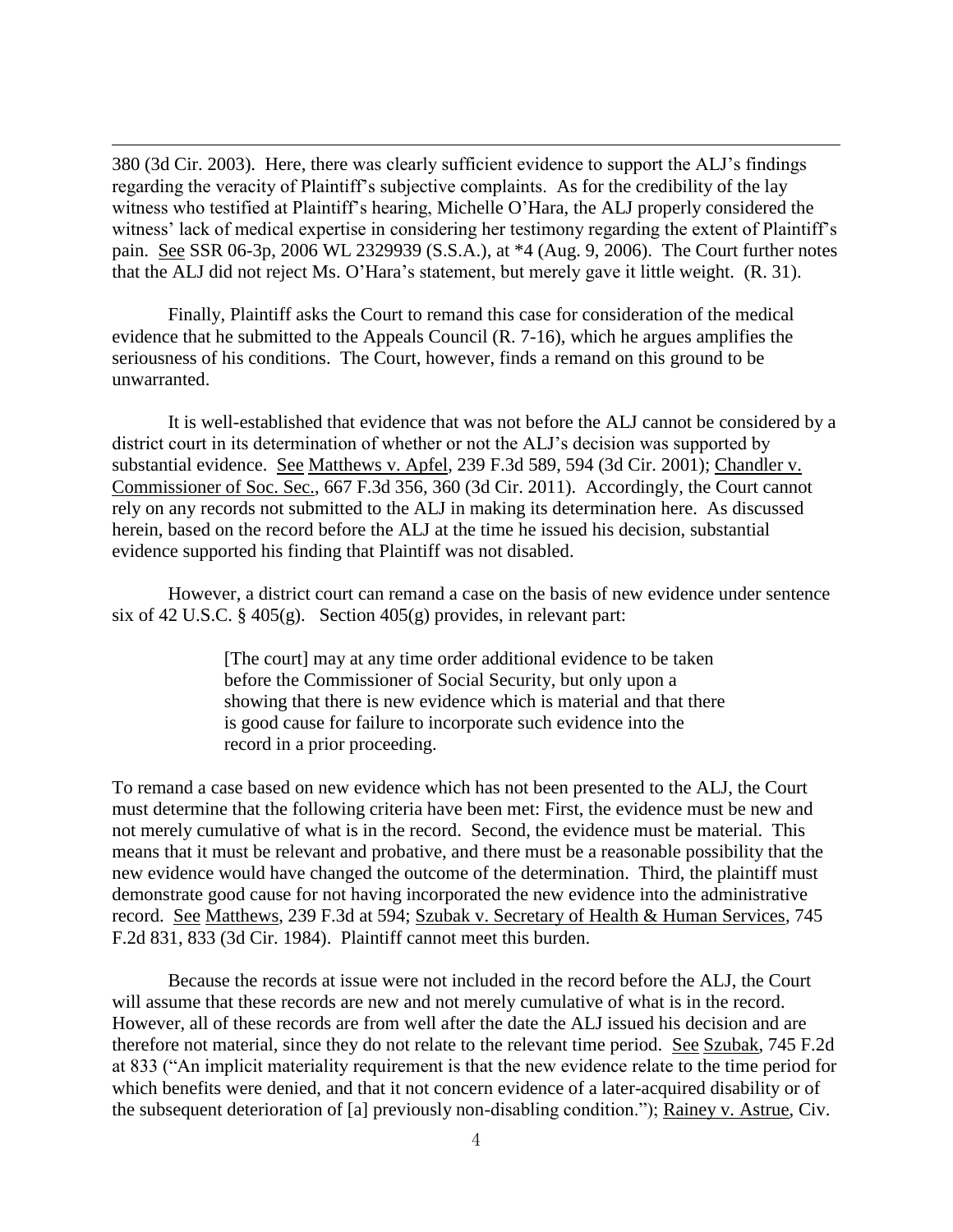380 (3d Cir. 2003). Here, there was clearly sufficient evidence to support the ALJ's findings regarding the veracity of Plaintiff's subjective complaints. As for the credibility of the lay witness who testified at Plaintiff's hearing, Michelle O'Hara, the ALJ properly considered the witness' lack of medical expertise in considering her testimony regarding the extent of Plaintiff's pain. See SSR 06-3p, 2006 WL 2329939 (S.S.A.), at *4 (Aug. 9, 2006). The Court further notes that the ALJ did not reject Ms. O'Hara's statement, but merely gave it little weight. (R. 31).

Finally, Plaintiff asks the Court to remand this case for consideration of the medical evidence that he submitted to the Appeals Council (R. 7-16), which he argues amplifies the seriousness of his conditions. The Court, however, finds a remand on this ground to be unwarranted.

It is well-established that evidence that was not before the ALJ cannot be considered by a district court in its determination of whether or not the ALJ's decision was supported by substantial evidence. See Matthews v. Apfel, 239 F.3d 589, 594 (3d Cir. 2001); Chandler v. Commissioner of Soc. Sec., 667 F.3d 356, 360 (3d Cir. 2011). Accordingly, the Court cannot rely on any records not submitted to the ALJ in making its determination here. As discussed herein, based on the record before the ALJ at the time he issued his decision, substantial evidence supported his finding that Plaintiff was not disabled.

However, a district court can remand a case on the basis of new evidence under sentence six of 42 U.S.C. § 405(g). Section 405(g) provides, in relevant part:

> [The court] may at any time order additional evidence to be taken before the Commissioner of Social Security, but only upon a showing that there is new evidence which is material and that there is good cause for failure to incorporate such evidence into the record in a prior proceeding.

To remand a case based on new evidence which has not been presented to the ALJ, the Court must determine that the following criteria have been met: First, the evidence must be new and not merely cumulative of what is in the record. Second, the evidence must be material. This means that it must be relevant and probative, and there must be a reasonable possibility that the new evidence would have changed the outcome of the determination. Third, the plaintiff must demonstrate good cause for not having incorporated the new evidence into the administrative record. See Matthews, 239 F.3d at 594; Szubak v. Secretary of Health & Human Services, 745 F.2d 831, 833 (3d Cir. 1984). Plaintiff cannot meet this burden.

Because the records at issue were not included in the record before the ALJ, the Court will assume that these records are new and not merely cumulative of what is in the record. However, all of these records are from well after the date the ALJ issued his decision and are therefore not material, since they do not relate to the relevant time period. See Szubak, 745 F.2d at 833 ("An implicit materiality requirement is that the new evidence relate to the time period for which benefits were denied, and that it not concern evidence of a later-acquired disability or of the subsequent deterioration of [a] previously non-disabling condition."); Rainey v. Astrue, Civ.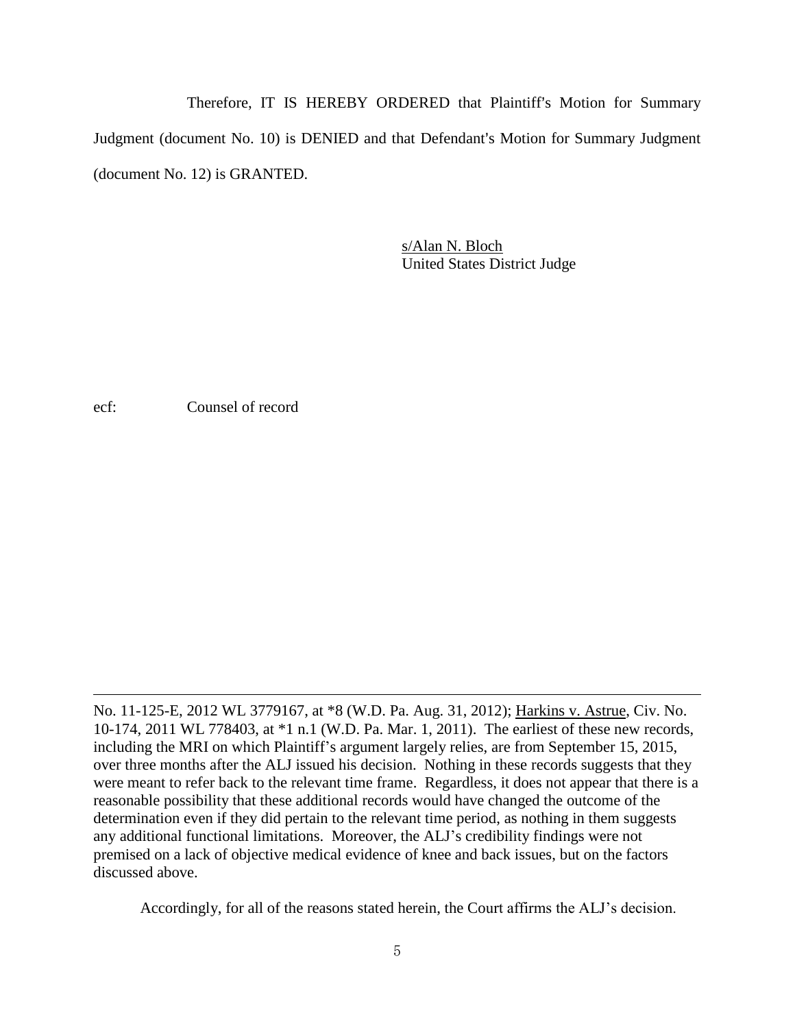Therefore, IT IS HEREBY ORDERED that Plaintiff's Motion for Summary Judgment (document No. 10) is DENIED and that Defendant's Motion for Summary Judgment (document No. 12) is GRANTED.

s/Alan N. Bloch
United States District Judge

ecf: Counsel of record

---

No. 11-125-E, 2012 WL 3779167, at *8 (W.D. Pa. Aug. 31, 2012); Harkins v. Astrue, Civ. No. 10-174, 2011 WL 778403, at *1 n.1 (W.D. Pa. Mar. 1, 2011). The earliest of these new records, including the MRI on which Plaintiff's argument largely relies, are from September 15, 2015, over three months after the ALJ issued his decision. Nothing in these records suggests that they were meant to refer back to the relevant time frame. Regardless, it does not appear that there is a reasonable possibility that these additional records would have changed the outcome of the determination even if they did pertain to the relevant time period, as nothing in them suggests any additional functional limitations. Moreover, the ALJ's credibility findings were not premised on a lack of objective medical evidence of knee and back issues, but on the factors discussed above.

Accordingly, for all of the reasons stated herein, the Court affirms the ALJ's decision.